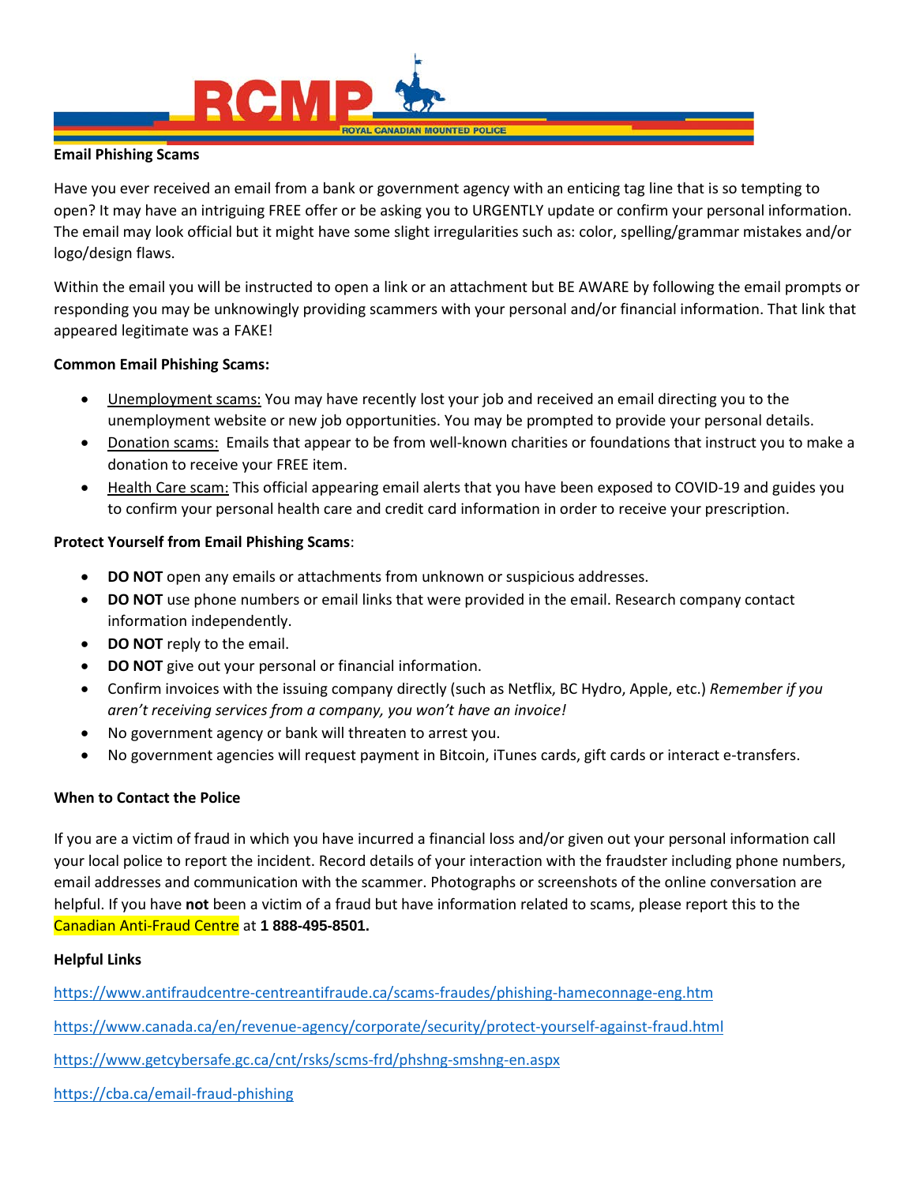# Email Phishing Scams

Have you ever received an email from a bank or government agency with an enticing tag line that is so tempting to open? It may have an intriguing FREE offer or be asking you to URGENTLY update or confirm your personal information. The email may look official but it might have some slight irregularities such as: color, spelling/grammar mistakes and/or logo/design flaws.

Within the email you will be instructed to open a link or an attachment but BE AWARE by following the email prompts or responding you may be unknowingly providing scammers with your personal and/or financial information. That link that appeared legitimate was a FAKE!

## Common Email Phishing Scams:

- Unemployment scams: You may have recently lost your job and received an email directing you to the unemployment website or new job opportunities. You may be prompted to provide your personal details.
- Donation scams: Emails that appear to be from well-known charities or foundations that instruct you to make a donation to receive your FREE item.
- Health Care scam: This official appearing email alerts that you have been exposed to COVID-19 and guides you to confirm your personal health care and credit card information in order to receive your prescription.

## Protect Yourself from Email Phishing Scams:

- **DO NOT** open any emails or attachments from unknown or suspicious addresses.
- **DO NOT** use phone numbers or email links that were provided in the email. Research company contact information independently.
- **DO NOT** reply to the email.
- **DO NOT** give out your personal or financial information.
- Confirm invoices with the issuing company directly (such as Netflix, BC Hydro, Apple, etc.) *Remember if you aren't receiving services from a company, you won't have an invoice!*
- No government agency or bank will threaten to arrest you.
- No government agencies will request payment in Bitcoin, iTunes cards, gift cards or interact e-transfers.

## When to Contact the Police

If you are a victim of fraud in which you have incurred a financial loss and/or given out your personal information call your local police to report the incident. Record details of your interaction with the fraudster including phone numbers, email addresses and communication with the scammer. Photographs or screenshots of the online conversation are helpful. If you have **not** been a victim of a fraud but have information related to scams, please report this to the Canadian Anti-Fraud Centre at **1 888-495-8501.**

## Helpful Links

https://www.antifraudcentre-centreantifraude.ca/scams-fraudes/phishing-hameconnage-eng.htm

https://www.canada.ca/en/revenue-agency/corporate/security/protect-yourself-against-fraud.html

https://www.getcybersafe.gc.ca/cnt/rsks/scms-frd/phshng-smshng-en.aspx

https://cba.ca/email-fraud-phishing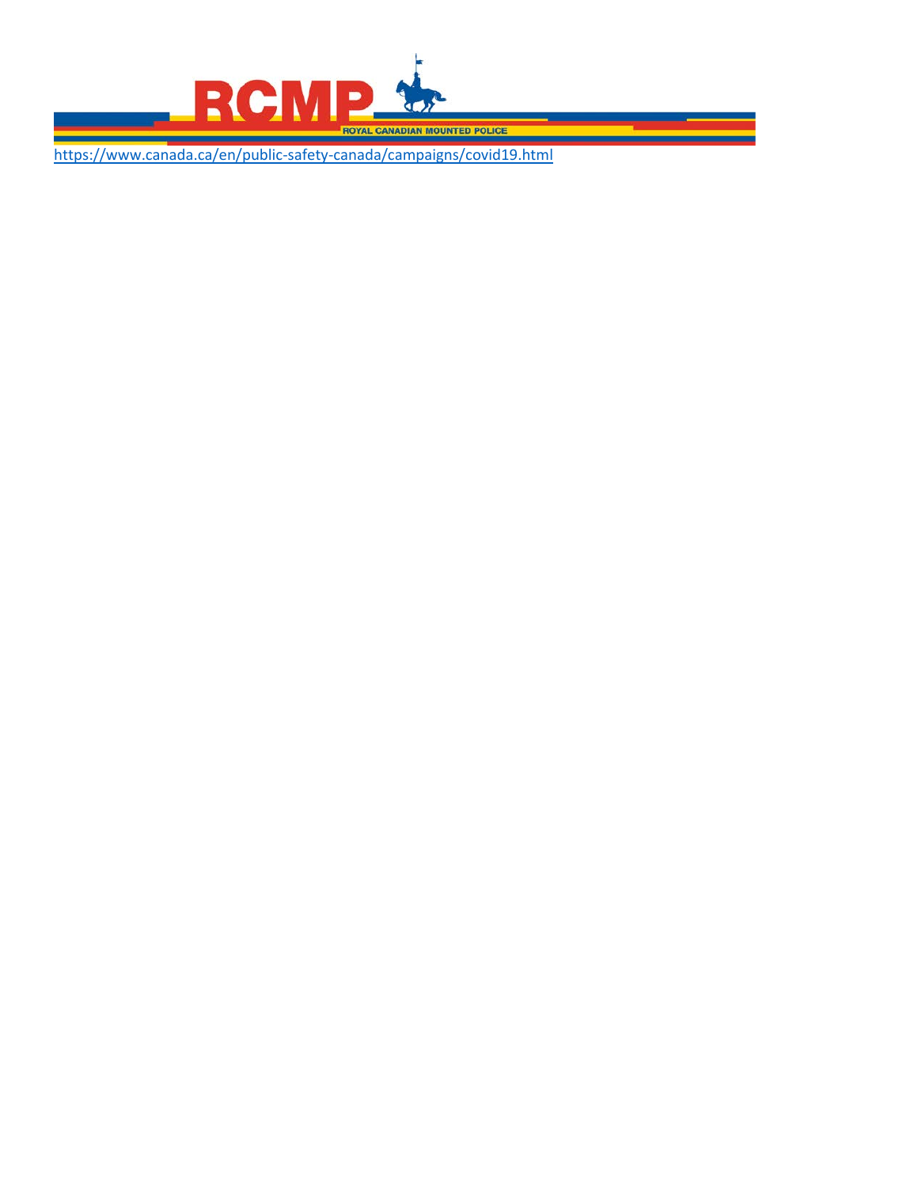https://www.canada.ca/en/public-safety-canada/campaigns/covid19.html